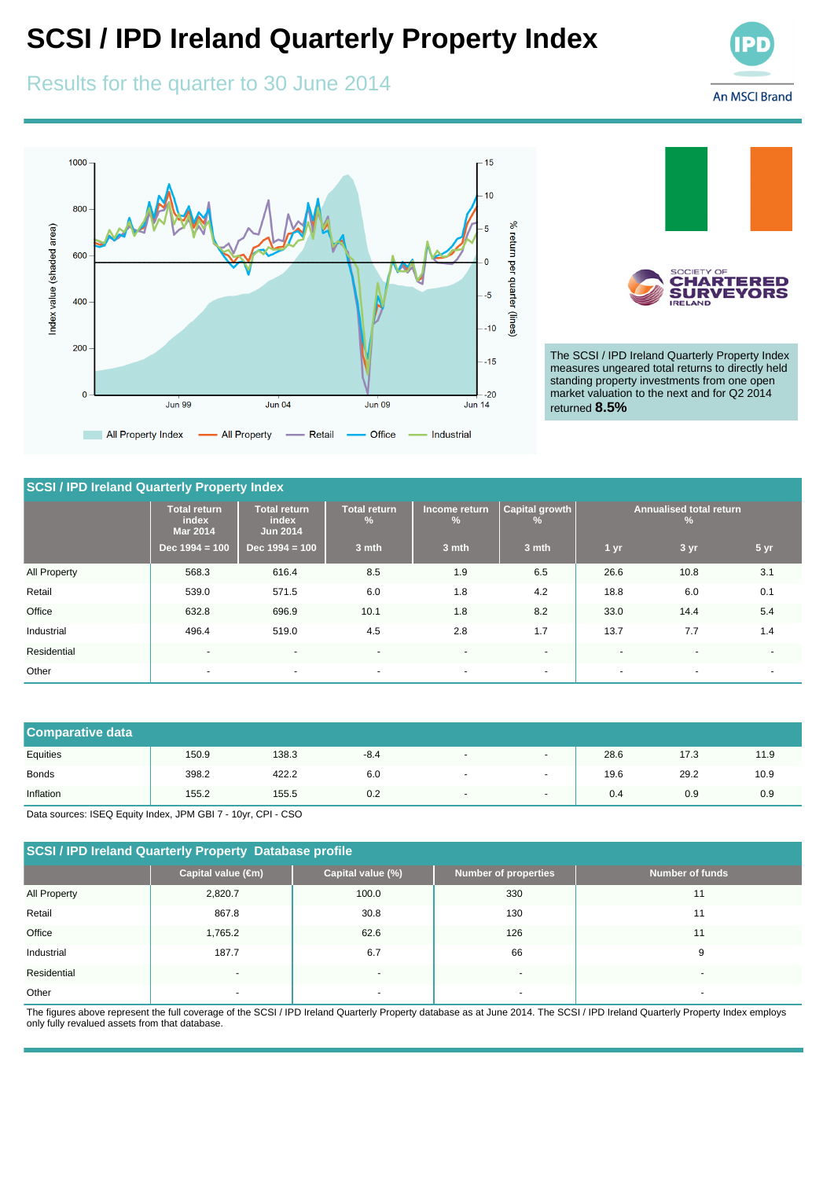# SCSI / IPD Ireland Quarterly Property Index

## Results for the quarter to 30 June 2014

The SCSI / IPD Ireland Quarterly Property Index measures ungeared total returns to directly held standing property investments from one open market valuation to the next and for Q2 2014 returned **8.5%**

## SCSI / IPD Ireland Quarterly Property Index

| | Total return index Mar 2014 | Total return index Jun 2014 | Total return % | Income return % | Capital growth % | Annualised total return % | | |
|---|---|---|---|---|---|---|---|---|
| | Dec 1994 = 100 | Dec 1994 = 100 | 3 mth | 3 mth | 3 mth | 1 yr | 3 yr | 5 yr |
| All Property | 568.3 | 616.4 | 8.5 | 1.9 | 6.5 | 26.6 | 10.8 | 3.1 |
| Retail | 539.0 | 571.5 | 6.0 | 1.8 | 4.2 | 18.8 | 6.0 | 0.1 |
| Office | 632.8 | 696.9 | 10.1 | 1.8 | 8.2 | 33.0 | 14.4 | 5.4 |
| Industrial | 496.4 | 519.0 | 4.5 | 2.8 | 1.7 | 13.7 | 7.7 | 1.4 |
| Residential | - | - | - | - | - | - | - | - |
| Other | - | - | - | - | - | - | - | - |

## Comparative data

| | | | | | | | | |
|---|---|---|---|---|---|---|---|---|
| Equities | 150.9 | 138.3 | -8.4 | - | - | 28.6 | 17.3 | 11.9 |
| Bonds | 398.2 | 422.2 | 6.0 | - | - | 19.6 | 29.2 | 10.9 |
| Inflation | 155.2 | 155.5 | 0.2 | - | - | 0.4 | 0.9 | 0.9 |

Data sources: ISEQ Equity Index, JPM GBI 7 - 10yr, CPI - CSO

## SCSI / IPD Ireland Quarterly Property Database profile

| | Capital value (€m) | Capital value (%) | Number of properties | Number of funds |
|---|---|---|---|---|
| All Property | 2,820.7 | 100.0 | 330 | 11 |
| Retail | 867.8 | 30.8 | 130 | 11 |
| Office | 1,765.2 | 62.6 | 126 | 11 |
| Industrial | 187.7 | 6.7 | 66 | 9 |
| Residential | - | - | - | - |
| Other | - | - | - | - |

The figures above represent the full coverage of the SCSI / IPD Ireland Quarterly Property database as at June 2014. The SCSI / IPD Ireland Quarterly Property Index employs only fully revalued assets from that database.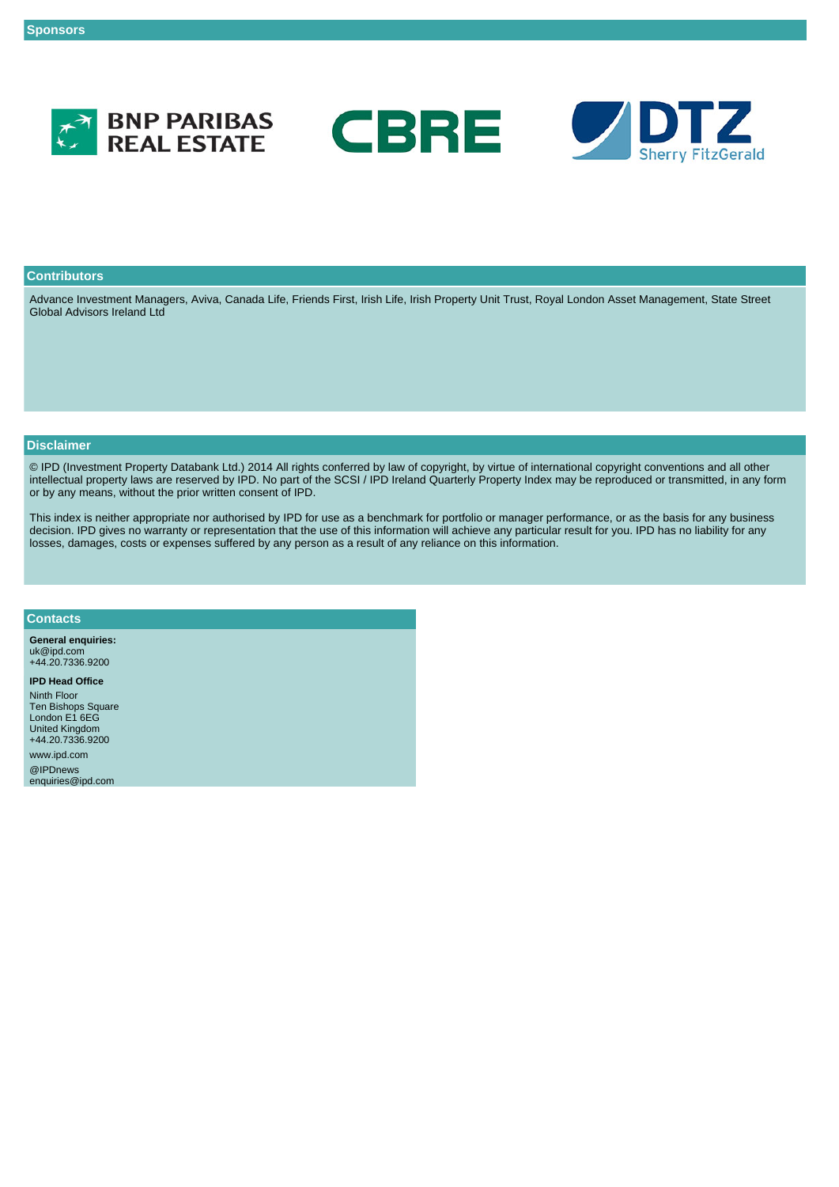## Sponsors

BNP PARIBAS REAL ESTATE

CBRE

DTZ Sherry FitzGerald

## Contributors

Advance Investment Managers, Aviva, Canada Life, Friends First, Irish Life, Irish Property Unit Trust, Royal London Asset Management, State Street Global Advisors Ireland Ltd

## Disclaimer

© IPD (Investment Property Databank Ltd.) 2014 All rights conferred by law of copyright, by virtue of international copyright conventions and all other intellectual property laws are reserved by IPD. No part of the SCSI / IPD Ireland Quarterly Property Index may be reproduced or transmitted, in any form or by any means, without the prior written consent of IPD.

This index is neither appropriate nor authorised by IPD for use as a benchmark for portfolio or manager performance, or as the basis for any business decision. IPD gives no warranty or representation that the use of this information will achieve any particular result for you. IPD has no liability for any losses, damages, costs or expenses suffered by any person as a result of any reliance on this information.

## Contacts

**General enquiries:**
uk@ipd.com
+44.20.7336.9200

**IPD Head Office**

Ninth Floor
Ten Bishops Square
London E1 6EG
United Kingdom
+44.20.7336.9200

www.ipd.com

@IPDnews
enquiries@ipd.com